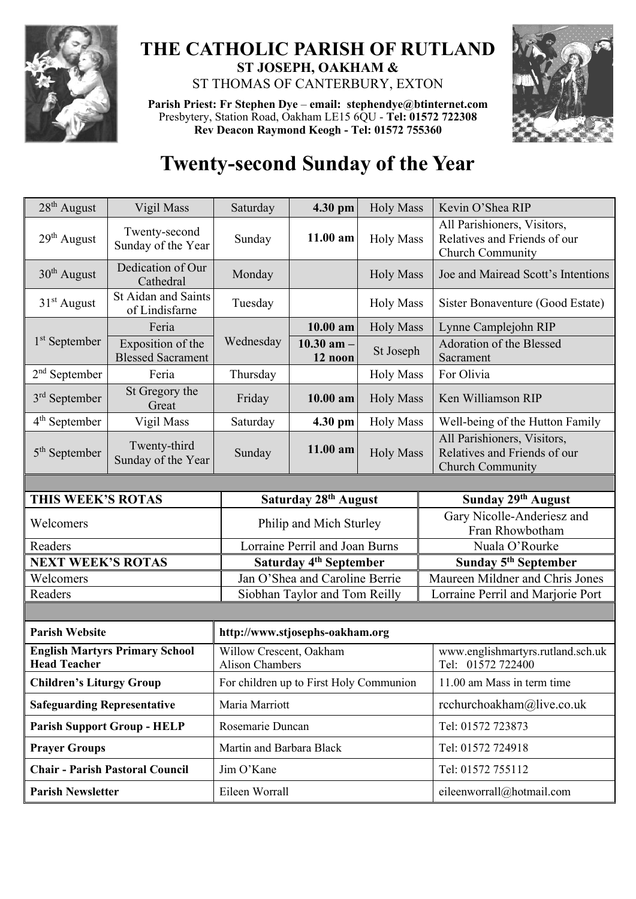# THE CATHOLIC PARISH OF RUTLAND

**ST JOSEPH, OAKHAM &**

ST THOMAS OF CANTERBURY, EXTON

**Parish Priest: Fr Stephen Dye** – **email: stephendye@btinternet.com**
Presbytery, Station Road, Oakham LE15 6QU - **Tel: 01572 722308**
**Rev Deacon Raymond Keogh - Tel: 01572 755360**

# Twenty-second Sunday of the Year

| | | | | | |
|---|---|---|---|---|---|
| 28th August | Vigil Mass | Saturday | **4.30 pm** | Holy Mass | Kevin O'Shea RIP |
| 29th August | Twenty-second Sunday of the Year | Sunday | **11.00 am** | Holy Mass | All Parishioners, Visitors, Relatives and Friends of our Church Community |
| 30th August | Dedication of Our Cathedral | Monday | | Holy Mass | Joe and Mairead Scott's Intentions |
| 31st August | St Aidan and Saints of Lindisfarne | Tuesday | | Holy Mass | Sister Bonaventure (Good Estate) |
| 1st September | Feria | Wednesday | **10.00 am** | Holy Mass | Lynne Camplejohn RIP |
| | Exposition of the Blessed Sacrament | | **10.30 am – 12 noon** | St Joseph | Adoration of the Blessed Sacrament |
| 2nd September | Feria | Thursday | | Holy Mass | For Olivia |
| 3rd September | St Gregory the Great | Friday | **10.00 am** | Holy Mass | Ken Williamson RIP |
| 4th September | Vigil Mass | Saturday | **4.30 pm** | Holy Mass | Well-being of the Hutton Family |
| 5th September | Twenty-third Sunday of the Year | Sunday | **11.00 am** | Holy Mass | All Parishioners, Visitors, Relatives and Friends of our Church Community |

| **THIS WEEK'S ROTAS** | **Saturday 28th August** | **Sunday 29th August** |
|---|---|---|
| Welcomers | Philip and Mich Sturley | Gary Nicolle-Anderiesz and Fran Rhowbotham |
| Readers | Lorraine Perril and Joan Burns | Nuala O'Rourke |
| **NEXT WEEK'S ROTAS** | **Saturday 4th September** | **Sunday 5th September** |
| Welcomers | Jan O'Shea and Caroline Berrie | Maureen Mildner and Chris Jones |
| Readers | Siobhan Taylor and Tom Reilly | Lorraine Perril and Marjorie Port |

| | | |
|---|---|---|
| **Parish Website** | **http://www.stjosephs-oakham.org** | |
| **English Martyrs Primary School Head Teacher** | Willow Crescent, Oakham Alison Chambers | www.englishmartyrs.rutland.sch.uk Tel: 01572 722400 |
| **Children's Liturgy Group** | For children up to First Holy Communion | 11.00 am Mass in term time |
| **Safeguarding Representative** | Maria Marriott | rcchurchoakham@live.co.uk |
| **Parish Support Group - HELP** | Rosemarie Duncan | Tel: 01572 723873 |
| **Prayer Groups** | Martin and Barbara Black | Tel: 01572 724918 |
| **Chair - Parish Pastoral Council** | Jim O'Kane | Tel: 01572 755112 |
| **Parish Newsletter** | Eileen Worrall | eileenworrall@hotmail.com |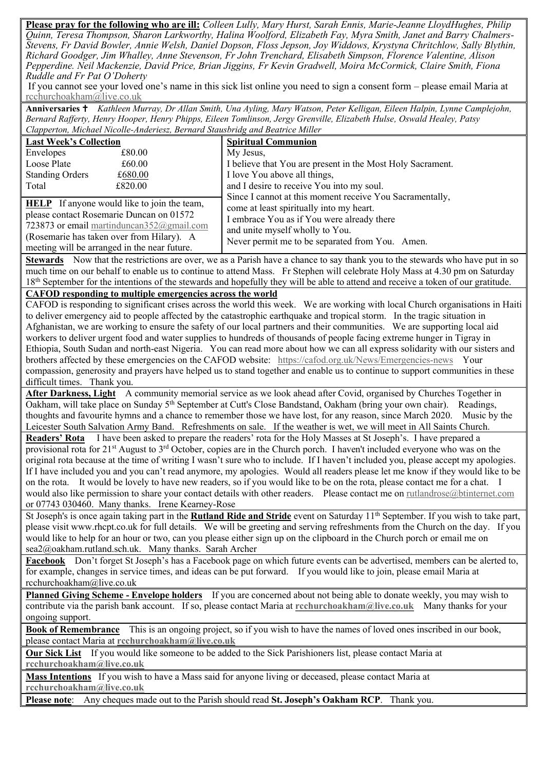**Please pray for the following who are ill:** *Colleen Lully, Mary Hurst, Sarah Ennis, Marie-Jeanne LloydHughes, Philip Quinn, Teresa Thompson, Sharon Larkworthy, Halina Woolford, Elizabeth Fay, Myra Smith, Janet and Barry Chalmers-Stevens, Fr David Bowler, Annie Welsh, Daniel Dopson, Floss Jepson, Joy Widdows, Krystyna Chritchlow, Sally Blythin, Richard Goodger, Jim Whalley, Anne Stevenson, Fr John Trenchard, Elisabeth Simpson, Florence Valentine, Alison Pepperdine. Neil Mackenzie, David Price, Brian Jiggins, Fr Kevin Gradwell, Moira McCormick, Claire Smith, Fiona Ruddle and Fr Pat O'Doherty*

If you cannot see your loved one's name in this sick list online you need to sign a consent form – please email Maria at rcchurchoakham@live.co.uk

**Anniversaries ✝** *Kathleen Murray, Dr Allan Smith, Una Ayling, Mary Watson, Peter Kelligan, Eileen Halpin, Lynne Camplejohn, Bernard Rafferty, Henry Hooper, Henry Phipps, Eileen Tomlinson, Jergy Grenville, Elizabeth Hulse, Oswald Healey, Patsy Clapperton, Michael Nicolle-Anderiesz, Bernard Stausbridg and Beatrice Miller*

**Last Week's Collection**

| | |
|---|---|
| Envelopes | £80.00 |
| Loose Plate | £60.00 |
| Standing Orders | £680.00 |
| Total | £820.00 |

**HELP** If anyone would like to join the team, please contact Rosemarie Duncan on 01572 723873 or email martinduncan352@gmail.com (Rosemarie has taken over from Hilary). A meeting will be arranged in the near future.

**Spiritual Communion**

My Jesus,
I believe that You are present in the Most Holy Sacrament.
I love You above all things,
and I desire to receive You into my soul.
Since I cannot at this moment receive You Sacramentally,
come at least spiritually into my heart.
I embrace You as if You were already there
and unite myself wholly to You.
Never permit me to be separated from You. Amen.

**Stewards** Now that the restrictions are over, we as a Parish have a chance to say thank you to the stewards who have put in so much time on our behalf to enable us to continue to attend Mass. Fr Stephen will celebrate Holy Mass at 4.30 pm on Saturday 18th September for the intentions of the stewards and hopefully they will be able to attend and receive a token of our gratitude.

**CAFOD responding to multiple emergencies across the world**

CAFOD is responding to significant crises across the world this week. We are working with local Church organisations in Haiti to deliver emergency aid to people affected by the catastrophic earthquake and tropical storm. In the tragic situation in Afghanistan, we are working to ensure the safety of our local partners and their communities. We are supporting local aid workers to deliver urgent food and water supplies to hundreds of thousands of people facing extreme hunger in Tigray in Ethiopia, South Sudan and north-east Nigeria. You can read more about how we can all express solidarity with our sisters and brothers affected by these emergencies on the CAFOD website: https://cafod.org.uk/News/Emergencies-news Your compassion, generosity and prayers have helped us to stand together and enable us to continue to support communities in these difficult times. Thank you.

**After Darkness, Light** A community memorial service as we look ahead after Covid, organised by Churches Together in Oakham, will take place on Sunday 5th September at Cutt's Close Bandstand, Oakham (bring your own chair). Readings, thoughts and favourite hymns and a chance to remember those we have lost, for any reason, since March 2020. Music by the Leicester South Salvation Army Band. Refreshments on sale. If the weather is wet, we will meet in All Saints Church.

**Readers' Rota** I have been asked to prepare the readers' rota for the Holy Masses at St Joseph's. I have prepared a provisional rota for 21st August to 3rd October, copies are in the Church porch. I haven't included everyone who was on the original rota because at the time of writing I wasn't sure who to include. If I haven't included you, please accept my apologies. If I have included you and you can't read anymore, my apologies. Would all readers please let me know if they would like to be on the rota. It would be lovely to have new readers, so if you would like to be on the rota, please contact me for a chat. I would also like permission to share your contact details with other readers. Please contact me on rutlandrose@btinternet.com or 07743 030460. Many thanks. Irene Kearney-Rose

St Joseph's is once again taking part in the **Rutland Ride and Stride** event on Saturday 11th September. If you wish to take part, please visit www.rhcpt.co.uk for full details. We will be greeting and serving refreshments from the Church on the day. If you would like to help for an hour or two, can you please either sign up on the clipboard in the Church porch or email me on sea2@oakham.rutland.sch.uk. Many thanks. Sarah Archer

**Facebook** Don't forget St Joseph's has a Facebook page on which future events can be advertised, members can be alerted to, for example, changes in service times, and ideas can be put forward. If you would like to join, please email Maria at rcchurchoakham@live.co.uk

**Planned Giving Scheme - Envelope holders** If you are concerned about not being able to donate weekly, you may wish to contribute via the parish bank account. If so, please contact Maria at **rcchurchoakham@live.co.uk** Many thanks for your ongoing support.

**Book of Remembrance** This is an ongoing project, so if you wish to have the names of loved ones inscribed in our book, please contact Maria at **rcchurchoakham@live.co.uk**

**Our Sick List** If you would like someone to be added to the Sick Parishioners list, please contact Maria at **rcchurchoakham@live.co.uk**

**Mass Intentions** If you wish to have a Mass said for anyone living or deceased, please contact Maria at **rcchurchoakham@live.co.uk**

**Please note**: Any cheques made out to the Parish should read **St. Joseph's Oakham RCP**. Thank you.